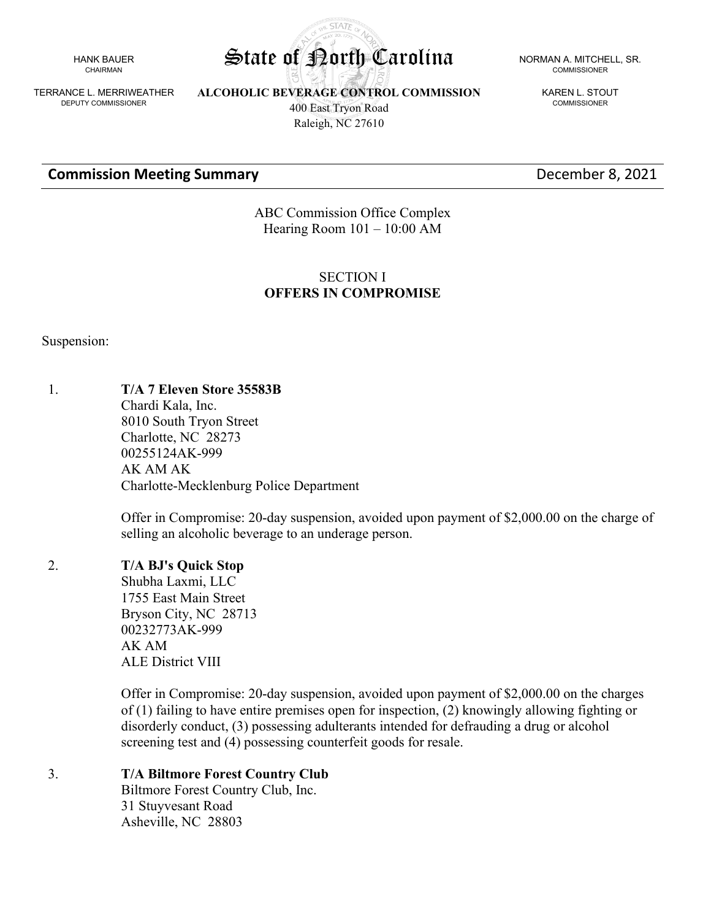HANK BAUER
CHAIRMAN

TERRANCE L. MERRIWEATHER
DEPUTY COMMISSIONER

# State of North Carolina

**ALCOHOLIC BEVERAGE CONTROL COMMISSION**
400 East Tryon Road
Raleigh, NC 27610

NORMAN A. MITCHELL, SR.
COMMISSIONER

KAREN L. STOUT
COMMISSIONER

## Commission Meeting Summary

December 8, 2021

ABC Commission Office Complex
Hearing Room 101 – 10:00 AM

## SECTION I
## OFFERS IN COMPROMISE

Suspension:

1. **T/A 7 Eleven Store 35583B**
   Chardi Kala, Inc.
   8010 South Tryon Street
   Charlotte, NC 28273
   00255124AK-999
   AK AM AK
   Charlotte-Mecklenburg Police Department

   Offer in Compromise: 20-day suspension, avoided upon payment of $2,000.00 on the charge of selling an alcoholic beverage to an underage person.

2. **T/A BJ's Quick Stop**
   Shubha Laxmi, LLC
   1755 East Main Street
   Bryson City, NC 28713
   00232773AK-999
   AK AM
   ALE District VIII

   Offer in Compromise: 20-day suspension, avoided upon payment of $2,000.00 on the charges of (1) failing to have entire premises open for inspection, (2) knowingly allowing fighting or disorderly conduct, (3) possessing adulterants intended for defrauding a drug or alcohol screening test and (4) possessing counterfeit goods for resale.

3. **T/A Biltmore Forest Country Club**
   Biltmore Forest Country Club, Inc.
   31 Stuyvesant Road
   Asheville, NC 28803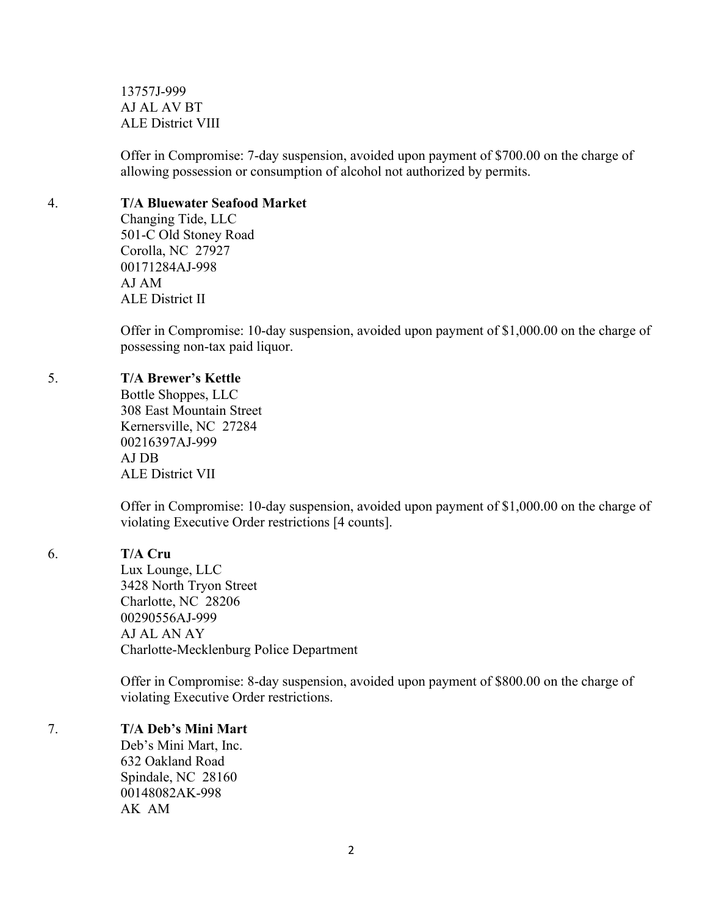13757J-999
AJ AL AV BT
ALE District VIII

Offer in Compromise: 7-day suspension, avoided upon payment of $700.00 on the charge of allowing possession or consumption of alcohol not authorized by permits.

4. **T/A Bluewater Seafood Market**
   Changing Tide, LLC
   501-C Old Stoney Road
   Corolla, NC 27927
   00171284AJ-998
   AJ AM
   ALE District II

   Offer in Compromise: 10-day suspension, avoided upon payment of $1,000.00 on the charge of possessing non-tax paid liquor.

5. **T/A Brewer's Kettle**
   Bottle Shoppes, LLC
   308 East Mountain Street
   Kernersville, NC 27284
   00216397AJ-999
   AJ DB
   ALE District VII

   Offer in Compromise: 10-day suspension, avoided upon payment of $1,000.00 on the charge of violating Executive Order restrictions [4 counts].

6. **T/A Cru**
   Lux Lounge, LLC
   3428 North Tryon Street
   Charlotte, NC 28206
   00290556AJ-999
   AJ AL AN AY
   Charlotte-Mecklenburg Police Department

   Offer in Compromise: 8-day suspension, avoided upon payment of $800.00 on the charge of violating Executive Order restrictions.

7. **T/A Deb's Mini Mart**
   Deb's Mini Mart, Inc.
   632 Oakland Road
   Spindale, NC 28160
   00148082AK-998
   AK AM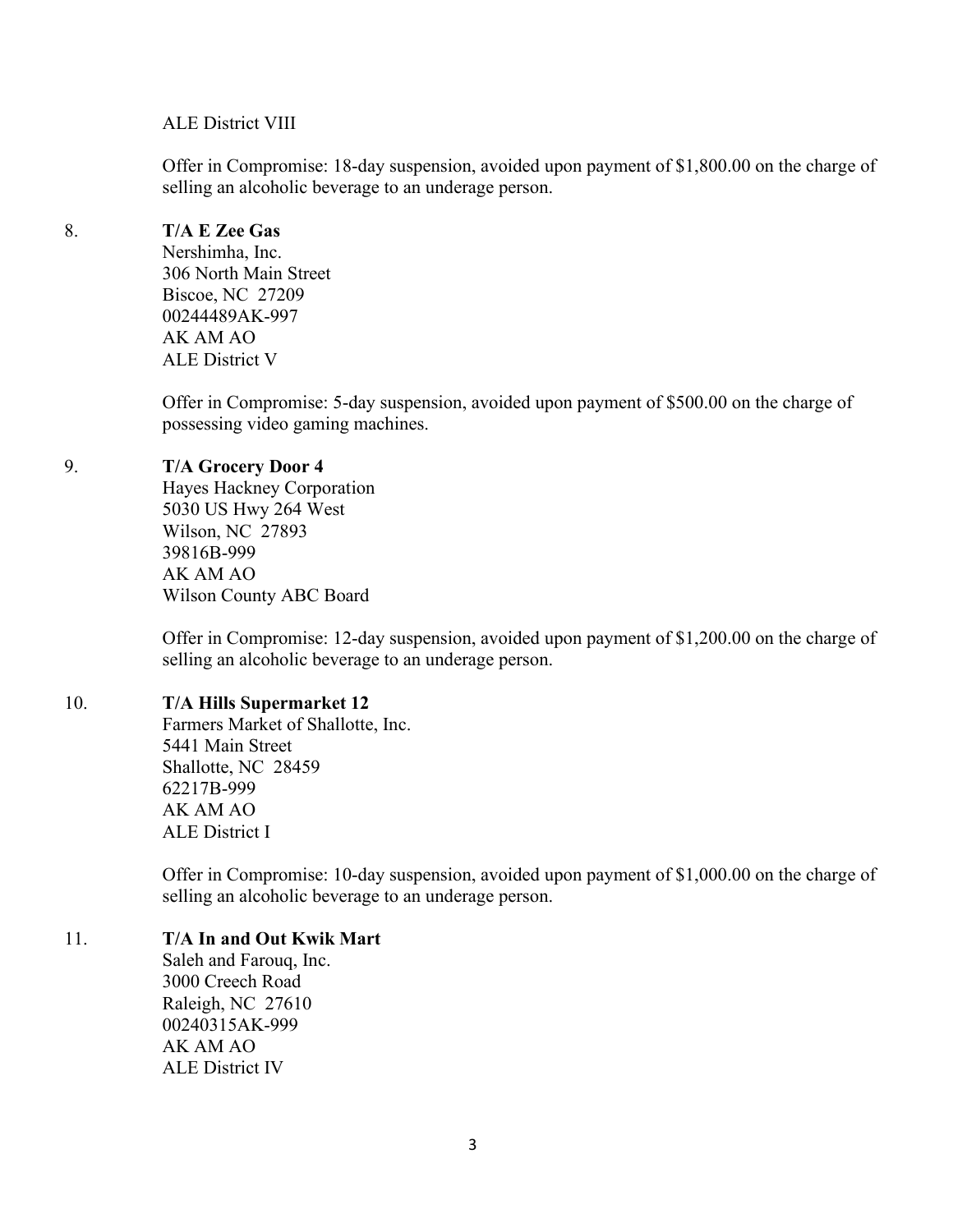ALE District VIII

Offer in Compromise: 18-day suspension, avoided upon payment of $1,800.00 on the charge of selling an alcoholic beverage to an underage person.

8. **T/A E Zee Gas**
   Nershimha, Inc.
   306 North Main Street
   Biscoe, NC 27209
   00244489AK-997
   AK AM AO
   ALE District V

   Offer in Compromise: 5-day suspension, avoided upon payment of $500.00 on the charge of possessing video gaming machines.

9. **T/A Grocery Door 4**
   Hayes Hackney Corporation
   5030 US Hwy 264 West
   Wilson, NC 27893
   39816B-999
   AK AM AO
   Wilson County ABC Board

   Offer in Compromise: 12-day suspension, avoided upon payment of $1,200.00 on the charge of selling an alcoholic beverage to an underage person.

10. **T/A Hills Supermarket 12**
    Farmers Market of Shallotte, Inc.
    5441 Main Street
    Shallotte, NC 28459
    62217B-999
    AK AM AO
    ALE District I

    Offer in Compromise: 10-day suspension, avoided upon payment of $1,000.00 on the charge of selling an alcoholic beverage to an underage person.

11. **T/A In and Out Kwik Mart**
    Saleh and Farouq, Inc.
    3000 Creech Road
    Raleigh, NC 27610
    00240315AK-999
    AK AM AO
    ALE District IV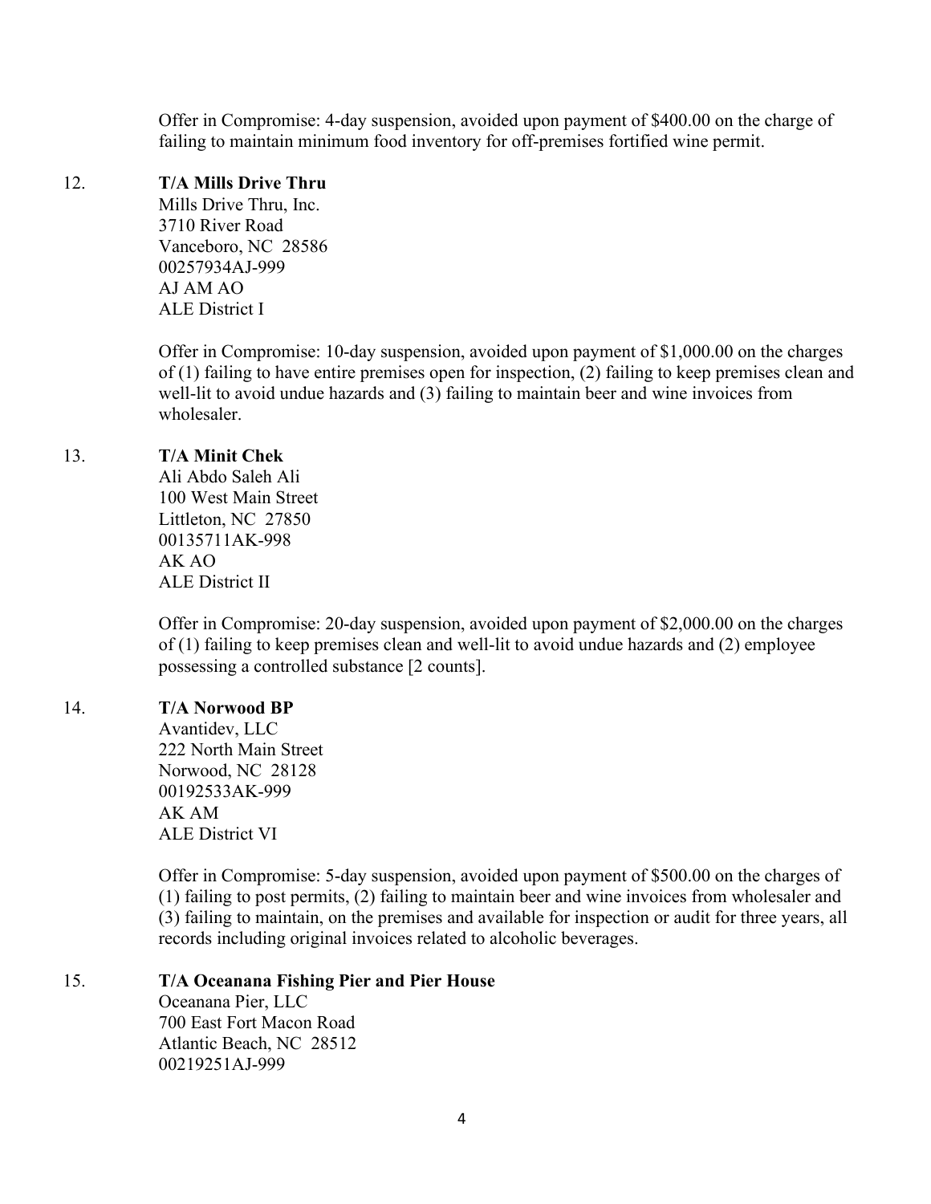Offer in Compromise: 4-day suspension, avoided upon payment of $400.00 on the charge of failing to maintain minimum food inventory for off-premises fortified wine permit.

12. **T/A Mills Drive Thru**
    Mills Drive Thru, Inc.
    3710 River Road
    Vanceboro, NC 28586
    00257934AJ-999
    AJ AM AO
    ALE District I

    Offer in Compromise: 10-day suspension, avoided upon payment of $1,000.00 on the charges of (1) failing to have entire premises open for inspection, (2) failing to keep premises clean and well-lit to avoid undue hazards and (3) failing to maintain beer and wine invoices from wholesaler.

13. **T/A Minit Chek**
    Ali Abdo Saleh Ali
    100 West Main Street
    Littleton, NC 27850
    00135711AK-998
    AK AO
    ALE District II

    Offer in Compromise: 20-day suspension, avoided upon payment of $2,000.00 on the charges of (1) failing to keep premises clean and well-lit to avoid undue hazards and (2) employee possessing a controlled substance [2 counts].

14. **T/A Norwood BP**
    Avantidev, LLC
    222 North Main Street
    Norwood, NC 28128
    00192533AK-999
    AK AM
    ALE District VI

    Offer in Compromise: 5-day suspension, avoided upon payment of $500.00 on the charges of (1) failing to post permits, (2) failing to maintain beer and wine invoices from wholesaler and (3) failing to maintain, on the premises and available for inspection or audit for three years, all records including original invoices related to alcoholic beverages.

15. **T/A Oceanana Fishing Pier and Pier House**
    Oceanana Pier, LLC
    700 East Fort Macon Road
    Atlantic Beach, NC 28512
    00219251AJ-999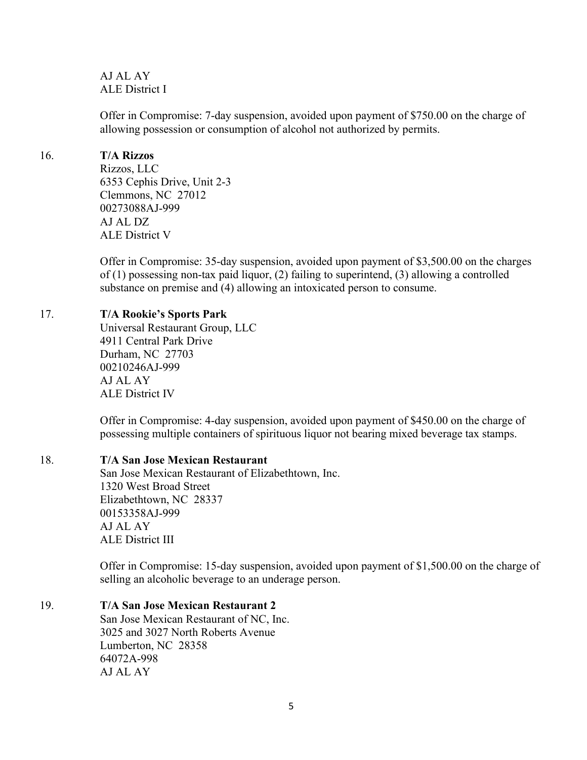AJ AL AY
ALE District I

Offer in Compromise: 7-day suspension, avoided upon payment of $750.00 on the charge of allowing possession or consumption of alcohol not authorized by permits.

16. **T/A Rizzos**
Rizzos, LLC
6353 Cephis Drive, Unit 2-3
Clemmons, NC 27012
00273088AJ-999
AJ AL DZ
ALE District V

Offer in Compromise: 35-day suspension, avoided upon payment of $3,500.00 on the charges of (1) possessing non-tax paid liquor, (2) failing to superintend, (3) allowing a controlled substance on premise and (4) allowing an intoxicated person to consume.

17. **T/A Rookie's Sports Park**
Universal Restaurant Group, LLC
4911 Central Park Drive
Durham, NC 27703
00210246AJ-999
AJ AL AY
ALE District IV

Offer in Compromise: 4-day suspension, avoided upon payment of $450.00 on the charge of possessing multiple containers of spirituous liquor not bearing mixed beverage tax stamps.

18. **T/A San Jose Mexican Restaurant**
San Jose Mexican Restaurant of Elizabethtown, Inc.
1320 West Broad Street
Elizabethtown, NC 28337
00153358AJ-999
AJ AL AY
ALE District III

Offer in Compromise: 15-day suspension, avoided upon payment of $1,500.00 on the charge of selling an alcoholic beverage to an underage person.

19. **T/A San Jose Mexican Restaurant 2**
San Jose Mexican Restaurant of NC, Inc.
3025 and 3027 North Roberts Avenue
Lumberton, NC 28358
64072A-998
AJ AL AY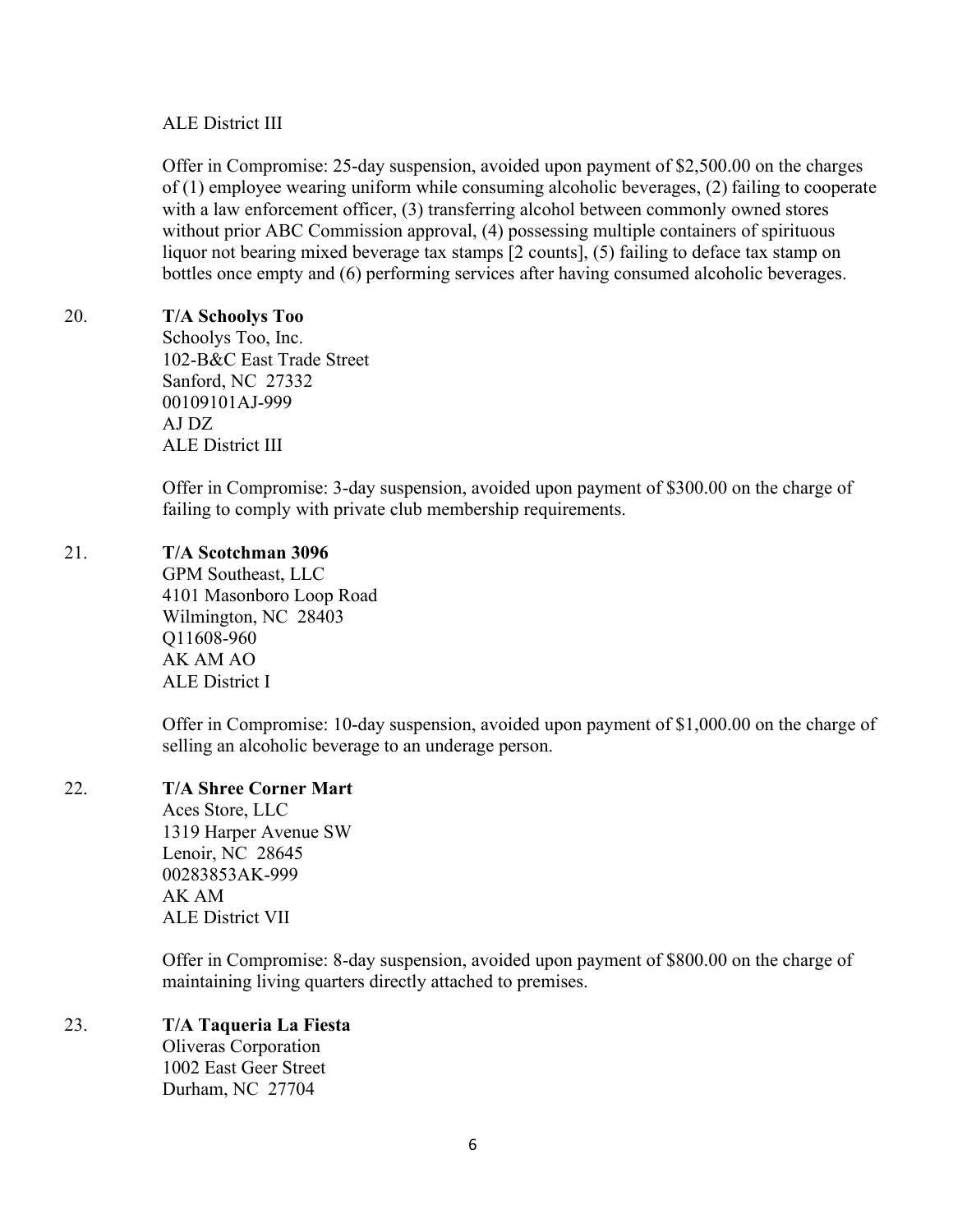ALE District III

Offer in Compromise: 25-day suspension, avoided upon payment of $2,500.00 on the charges of (1) employee wearing uniform while consuming alcoholic beverages, (2) failing to cooperate with a law enforcement officer, (3) transferring alcohol between commonly owned stores without prior ABC Commission approval, (4) possessing multiple containers of spirituous liquor not bearing mixed beverage tax stamps [2 counts], (5) failing to deface tax stamp on bottles once empty and (6) performing services after having consumed alcoholic beverages.

20. **T/A Schoolys Too**
Schoolys Too, Inc.
102-B&C East Trade Street
Sanford, NC 27332
00109101AJ-999
AJ DZ
ALE District III

Offer in Compromise: 3-day suspension, avoided upon payment of $300.00 on the charge of failing to comply with private club membership requirements.

21. **T/A Scotchman 3096**
GPM Southeast, LLC
4101 Masonboro Loop Road
Wilmington, NC 28403
Q11608-960
AK AM AO
ALE District I

Offer in Compromise: 10-day suspension, avoided upon payment of $1,000.00 on the charge of selling an alcoholic beverage to an underage person.

22. **T/A Shree Corner Mart**
Aces Store, LLC
1319 Harper Avenue SW
Lenoir, NC 28645
00283853AK-999
AK AM
ALE District VII

Offer in Compromise: 8-day suspension, avoided upon payment of $800.00 on the charge of maintaining living quarters directly attached to premises.

23. **T/A Taqueria La Fiesta**
Oliveras Corporation
1002 East Geer Street
Durham, NC 27704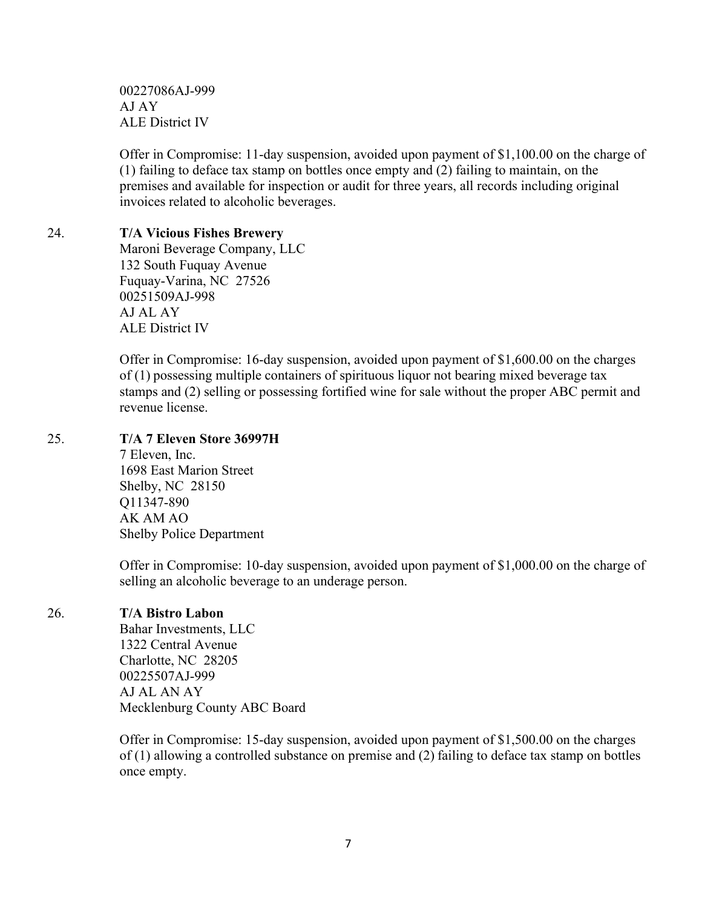00227086AJ-999
AJ AY
ALE District IV

Offer in Compromise: 11-day suspension, avoided upon payment of $1,100.00 on the charge of (1) failing to deface tax stamp on bottles once empty and (2) failing to maintain, on the premises and available for inspection or audit for three years, all records including original invoices related to alcoholic beverages.

24. **T/A Vicious Fishes Brewery**
Maroni Beverage Company, LLC
132 South Fuquay Avenue
Fuquay-Varina, NC 27526
00251509AJ-998
AJ AL AY
ALE District IV

Offer in Compromise: 16-day suspension, avoided upon payment of $1,600.00 on the charges of (1) possessing multiple containers of spirituous liquor not bearing mixed beverage tax stamps and (2) selling or possessing fortified wine for sale without the proper ABC permit and revenue license.

25. **T/A 7 Eleven Store 36997H**
7 Eleven, Inc.
1698 East Marion Street
Shelby, NC 28150
Q11347-890
AK AM AO
Shelby Police Department

Offer in Compromise: 10-day suspension, avoided upon payment of $1,000.00 on the charge of selling an alcoholic beverage to an underage person.

26. **T/A Bistro Labon**
Bahar Investments, LLC
1322 Central Avenue
Charlotte, NC 28205
00225507AJ-999
AJ AL AN AY
Mecklenburg County ABC Board

Offer in Compromise: 15-day suspension, avoided upon payment of $1,500.00 on the charges of (1) allowing a controlled substance on premise and (2) failing to deface tax stamp on bottles once empty.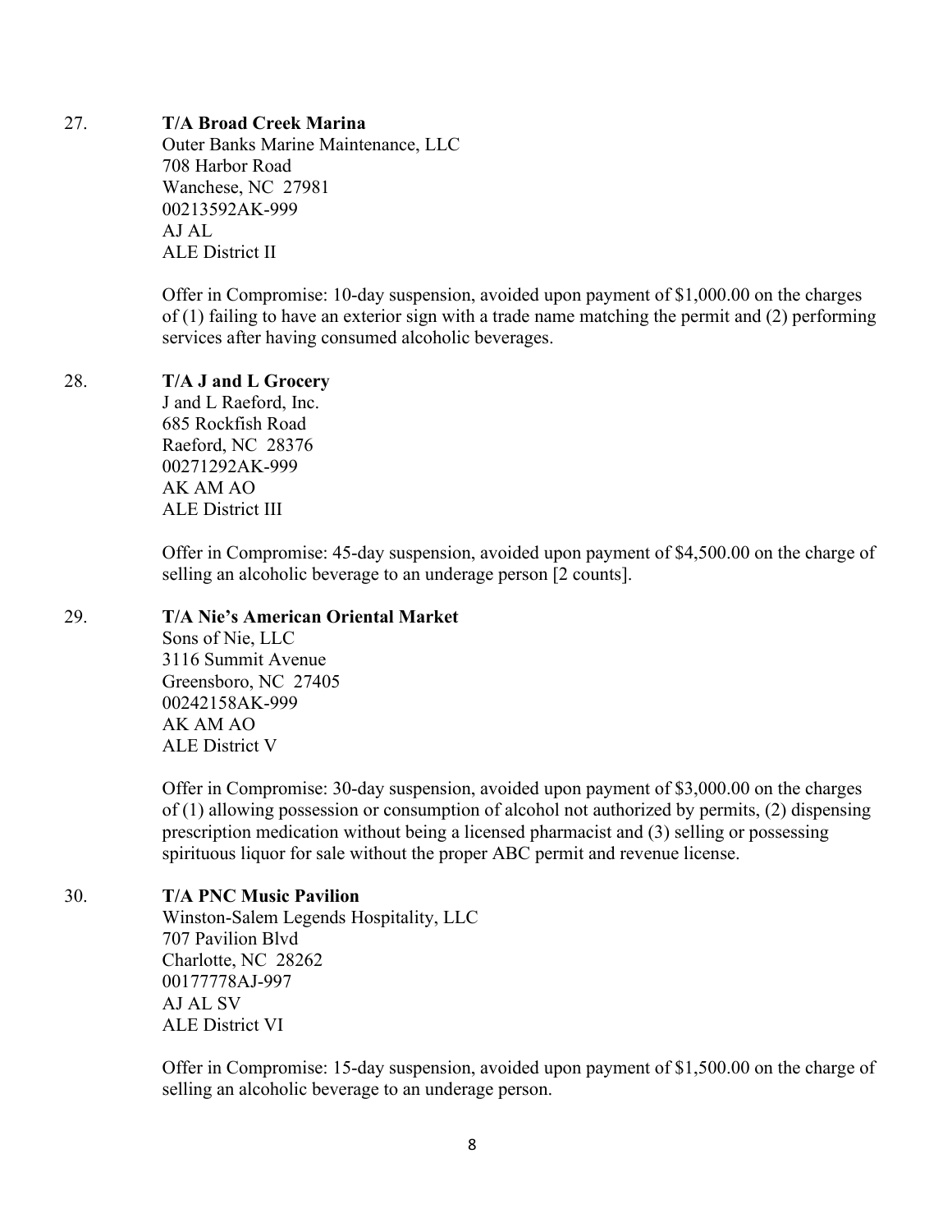27. **T/A Broad Creek Marina**
    Outer Banks Marine Maintenance, LLC
    708 Harbor Road
    Wanchese, NC 27981
    00213592AK-999
    AJ AL
    ALE District II

    Offer in Compromise: 10-day suspension, avoided upon payment of $1,000.00 on the charges of (1) failing to have an exterior sign with a trade name matching the permit and (2) performing services after having consumed alcoholic beverages.

28. **T/A J and L Grocery**
    J and L Raeford, Inc.
    685 Rockfish Road
    Raeford, NC 28376
    00271292AK-999
    AK AM AO
    ALE District III

    Offer in Compromise: 45-day suspension, avoided upon payment of $4,500.00 on the charge of selling an alcoholic beverage to an underage person [2 counts].

29. **T/A Nie's American Oriental Market**
    Sons of Nie, LLC
    3116 Summit Avenue
    Greensboro, NC 27405
    00242158AK-999
    AK AM AO
    ALE District V

    Offer in Compromise: 30-day suspension, avoided upon payment of $3,000.00 on the charges of (1) allowing possession or consumption of alcohol not authorized by permits, (2) dispensing prescription medication without being a licensed pharmacist and (3) selling or possessing spirituous liquor for sale without the proper ABC permit and revenue license.

30. **T/A PNC Music Pavilion**
    Winston-Salem Legends Hospitality, LLC
    707 Pavilion Blvd
    Charlotte, NC 28262
    00177778AJ-997
    AJ AL SV
    ALE District VI

    Offer in Compromise: 15-day suspension, avoided upon payment of $1,500.00 on the charge of selling an alcoholic beverage to an underage person.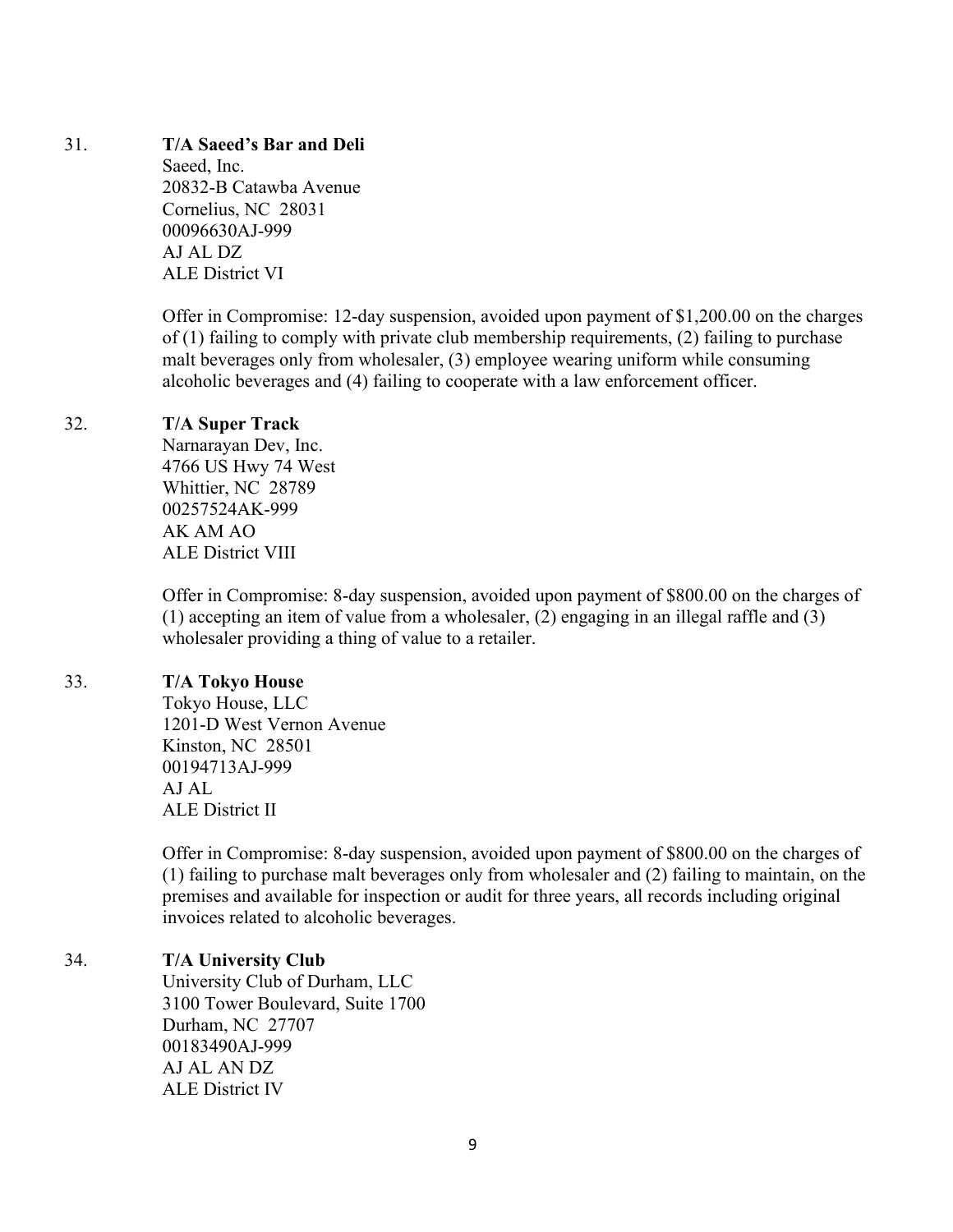31. **T/A Saeed's Bar and Deli**
    Saeed, Inc.
    20832-B Catawba Avenue
    Cornelius, NC 28031
    00096630AJ-999
    AJ AL DZ
    ALE District VI

    Offer in Compromise: 12-day suspension, avoided upon payment of $1,200.00 on the charges of (1) failing to comply with private club membership requirements, (2) failing to purchase malt beverages only from wholesaler, (3) employee wearing uniform while consuming alcoholic beverages and (4) failing to cooperate with a law enforcement officer.

32. **T/A Super Track**
    Narnarayan Dev, Inc.
    4766 US Hwy 74 West
    Whittier, NC 28789
    00257524AK-999
    AK AM AO
    ALE District VIII

    Offer in Compromise: 8-day suspension, avoided upon payment of $800.00 on the charges of (1) accepting an item of value from a wholesaler, (2) engaging in an illegal raffle and (3) wholesaler providing a thing of value to a retailer.

33. **T/A Tokyo House**
    Tokyo House, LLC
    1201-D West Vernon Avenue
    Kinston, NC 28501
    00194713AJ-999
    AJ AL
    ALE District II

    Offer in Compromise: 8-day suspension, avoided upon payment of $800.00 on the charges of (1) failing to purchase malt beverages only from wholesaler and (2) failing to maintain, on the premises and available for inspection or audit for three years, all records including original invoices related to alcoholic beverages.

34. **T/A University Club**
    University Club of Durham, LLC
    3100 Tower Boulevard, Suite 1700
    Durham, NC 27707
    00183490AJ-999
    AJ AL AN DZ
    ALE District IV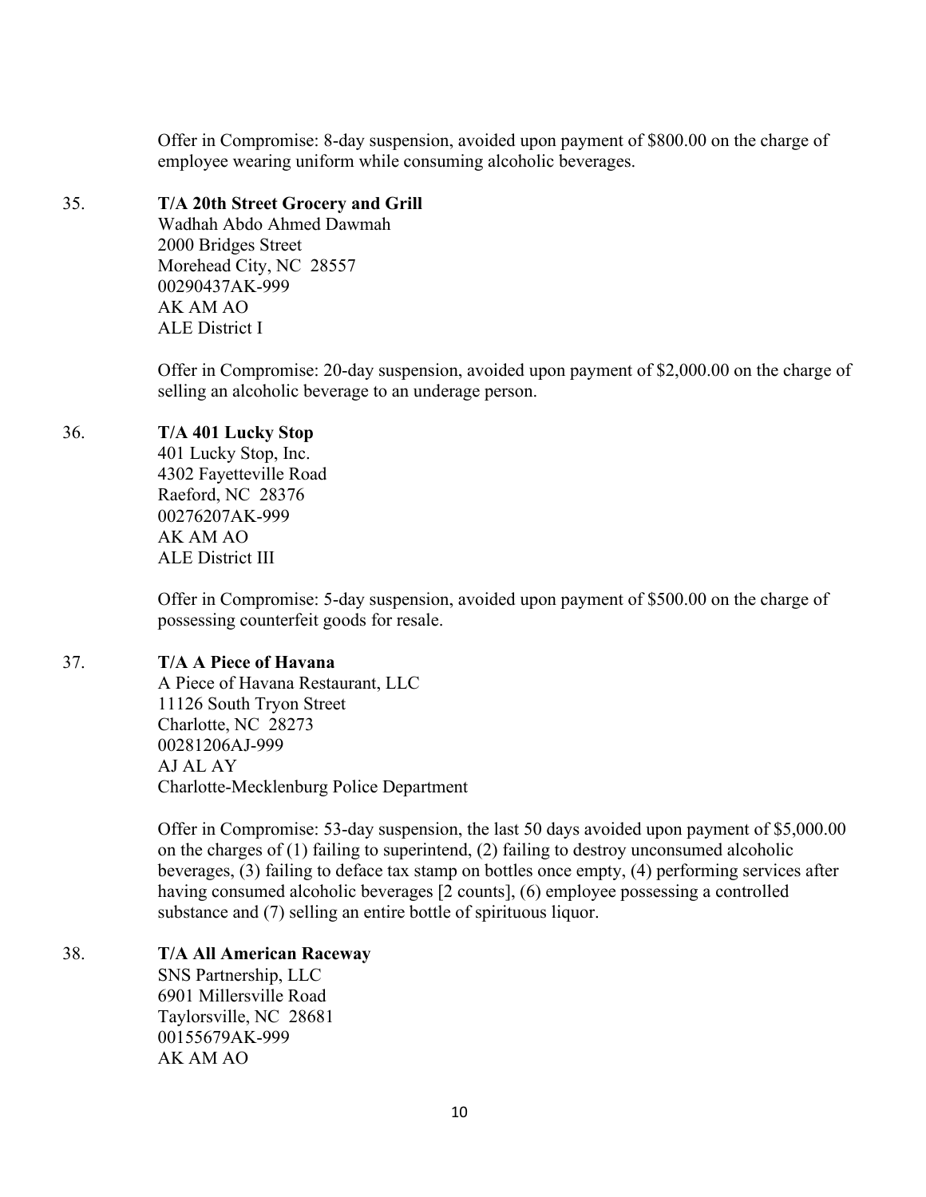Offer in Compromise: 8-day suspension, avoided upon payment of $800.00 on the charge of employee wearing uniform while consuming alcoholic beverages.

35. **T/A 20th Street Grocery and Grill**
Wadhah Abdo Ahmed Dawmah
2000 Bridges Street
Morehead City, NC 28557
00290437AK-999
AK AM AO
ALE District I

Offer in Compromise: 20-day suspension, avoided upon payment of $2,000.00 on the charge of selling an alcoholic beverage to an underage person.

36. **T/A 401 Lucky Stop**
401 Lucky Stop, Inc.
4302 Fayetteville Road
Raeford, NC 28376
00276207AK-999
AK AM AO
ALE District III

Offer in Compromise: 5-day suspension, avoided upon payment of $500.00 on the charge of possessing counterfeit goods for resale.

37. **T/A A Piece of Havana**
A Piece of Havana Restaurant, LLC
11126 South Tryon Street
Charlotte, NC 28273
00281206AJ-999
AJ AL AY
Charlotte-Mecklenburg Police Department

Offer in Compromise: 53-day suspension, the last 50 days avoided upon payment of $5,000.00 on the charges of (1) failing to superintend, (2) failing to destroy unconsumed alcoholic beverages, (3) failing to deface tax stamp on bottles once empty, (4) performing services after having consumed alcoholic beverages [2 counts], (6) employee possessing a controlled substance and (7) selling an entire bottle of spirituous liquor.

38. **T/A All American Raceway**
SNS Partnership, LLC
6901 Millersville Road
Taylorsville, NC 28681
00155679AK-999
AK AM AO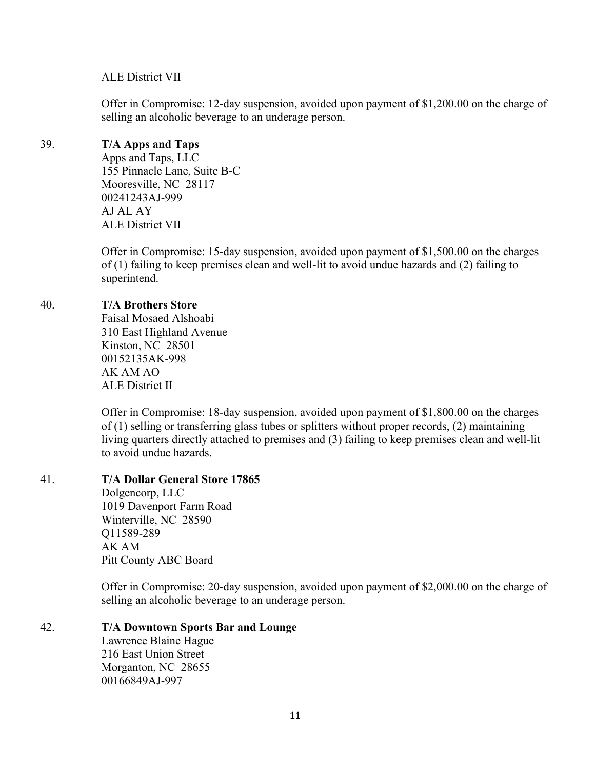ALE District VII

Offer in Compromise: 12-day suspension, avoided upon payment of $1,200.00 on the charge of selling an alcoholic beverage to an underage person.

39. **T/A Apps and Taps**
Apps and Taps, LLC
155 Pinnacle Lane, Suite B-C
Mooresville, NC 28117
00241243AJ-999
AJ AL AY
ALE District VII

Offer in Compromise: 15-day suspension, avoided upon payment of $1,500.00 on the charges of (1) failing to keep premises clean and well-lit to avoid undue hazards and (2) failing to superintend.

40. **T/A Brothers Store**
Faisal Mosaed Alshoabi
310 East Highland Avenue
Kinston, NC 28501
00152135AK-998
AK AM AO
ALE District II

Offer in Compromise: 18-day suspension, avoided upon payment of $1,800.00 on the charges of (1) selling or transferring glass tubes or splitters without proper records, (2) maintaining living quarters directly attached to premises and (3) failing to keep premises clean and well-lit to avoid undue hazards.

41. **T/A Dollar General Store 17865**
Dolgencorp, LLC
1019 Davenport Farm Road
Winterville, NC 28590
Q11589-289
AK AM
Pitt County ABC Board

Offer in Compromise: 20-day suspension, avoided upon payment of $2,000.00 on the charge of selling an alcoholic beverage to an underage person.

42. **T/A Downtown Sports Bar and Lounge**
Lawrence Blaine Hague
216 East Union Street
Morganton, NC 28655
00166849AJ-997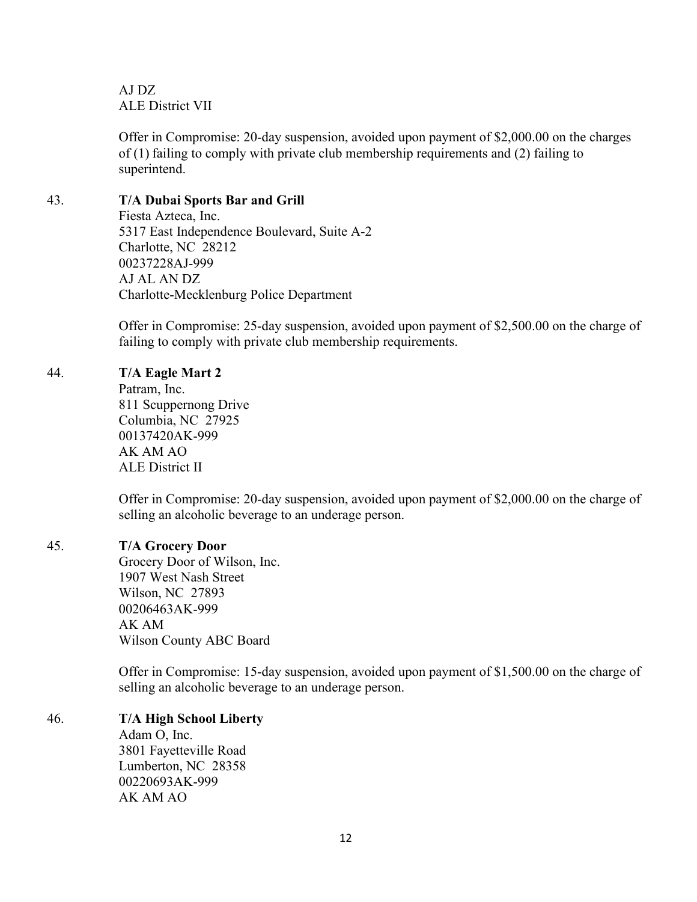AJ DZ
ALE District VII

Offer in Compromise: 20-day suspension, avoided upon payment of $2,000.00 on the charges of (1) failing to comply with private club membership requirements and (2) failing to superintend.

43. **T/A Dubai Sports Bar and Grill**
Fiesta Azteca, Inc.
5317 East Independence Boulevard, Suite A-2
Charlotte, NC 28212
00237228AJ-999
AJ AL AN DZ
Charlotte-Mecklenburg Police Department

Offer in Compromise: 25-day suspension, avoided upon payment of $2,500.00 on the charge of failing to comply with private club membership requirements.

44. **T/A Eagle Mart 2**
Patram, Inc.
811 Scuppernong Drive
Columbia, NC 27925
00137420AK-999
AK AM AO
ALE District II

Offer in Compromise: 20-day suspension, avoided upon payment of $2,000.00 on the charge of selling an alcoholic beverage to an underage person.

45. **T/A Grocery Door**
Grocery Door of Wilson, Inc.
1907 West Nash Street
Wilson, NC 27893
00206463AK-999
AK AM
Wilson County ABC Board

Offer in Compromise: 15-day suspension, avoided upon payment of $1,500.00 on the charge of selling an alcoholic beverage to an underage person.

46. **T/A High School Liberty**
Adam O, Inc.
3801 Fayetteville Road
Lumberton, NC 28358
00220693AK-999
AK AM AO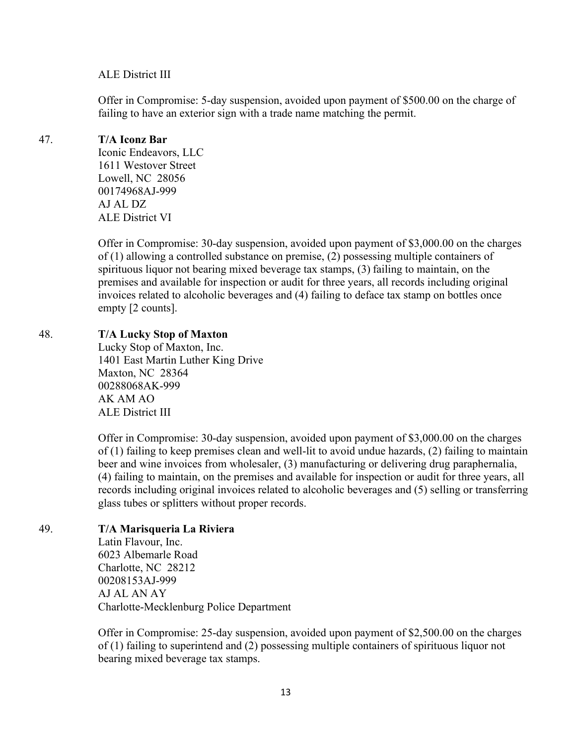ALE District III

Offer in Compromise: 5-day suspension, avoided upon payment of $500.00 on the charge of failing to have an exterior sign with a trade name matching the permit.

47. **T/A Iconz Bar**
Iconic Endeavors, LLC
1611 Westover Street
Lowell, NC 28056
00174968AJ-999
AJ AL DZ
ALE District VI

Offer in Compromise: 30-day suspension, avoided upon payment of $3,000.00 on the charges of (1) allowing a controlled substance on premise, (2) possessing multiple containers of spirituous liquor not bearing mixed beverage tax stamps, (3) failing to maintain, on the premises and available for inspection or audit for three years, all records including original invoices related to alcoholic beverages and (4) failing to deface tax stamp on bottles once empty [2 counts].

48. **T/A Lucky Stop of Maxton**
Lucky Stop of Maxton, Inc.
1401 East Martin Luther King Drive
Maxton, NC 28364
00288068AK-999
AK AM AO
ALE District III

Offer in Compromise: 30-day suspension, avoided upon payment of $3,000.00 on the charges of (1) failing to keep premises clean and well-lit to avoid undue hazards, (2) failing to maintain beer and wine invoices from wholesaler, (3) manufacturing or delivering drug paraphernalia, (4) failing to maintain, on the premises and available for inspection or audit for three years, all records including original invoices related to alcoholic beverages and (5) selling or transferring glass tubes or splitters without proper records.

49. **T/A Marisqueria La Riviera**
Latin Flavour, Inc.
6023 Albemarle Road
Charlotte, NC 28212
00208153AJ-999
AJ AL AN AY
Charlotte-Mecklenburg Police Department

Offer in Compromise: 25-day suspension, avoided upon payment of $2,500.00 on the charges of (1) failing to superintend and (2) possessing multiple containers of spirituous liquor not bearing mixed beverage tax stamps.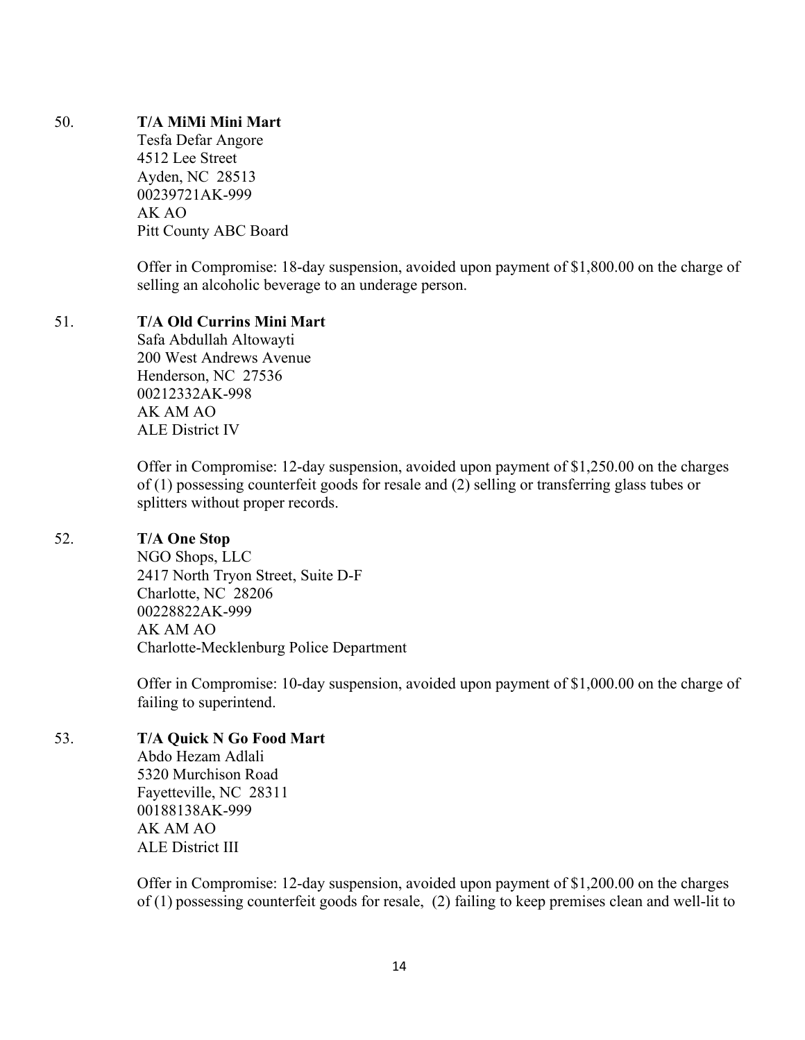50. **T/A MiMi Mini Mart**
    Tesfa Defar Angore
    4512 Lee Street
    Ayden, NC 28513
    00239721AK-999
    AK AO
    Pitt County ABC Board

    Offer in Compromise: 18-day suspension, avoided upon payment of $1,800.00 on the charge of selling an alcoholic beverage to an underage person.

51. **T/A Old Currins Mini Mart**
    Safa Abdullah Altowayti
    200 West Andrews Avenue
    Henderson, NC 27536
    00212332AK-998
    AK AM AO
    ALE District IV

    Offer in Compromise: 12-day suspension, avoided upon payment of $1,250.00 on the charges of (1) possessing counterfeit goods for resale and (2) selling or transferring glass tubes or splitters without proper records.

52. **T/A One Stop**
    NGO Shops, LLC
    2417 North Tryon Street, Suite D-F
    Charlotte, NC 28206
    00228822AK-999
    AK AM AO
    Charlotte-Mecklenburg Police Department

    Offer in Compromise: 10-day suspension, avoided upon payment of $1,000.00 on the charge of failing to superintend.

53. **T/A Quick N Go Food Mart**
    Abdo Hezam Adlali
    5320 Murchison Road
    Fayetteville, NC 28311
    00188138AK-999
    AK AM AO
    ALE District III

    Offer in Compromise: 12-day suspension, avoided upon payment of $1,200.00 on the charges of (1) possessing counterfeit goods for resale, (2) failing to keep premises clean and well-lit to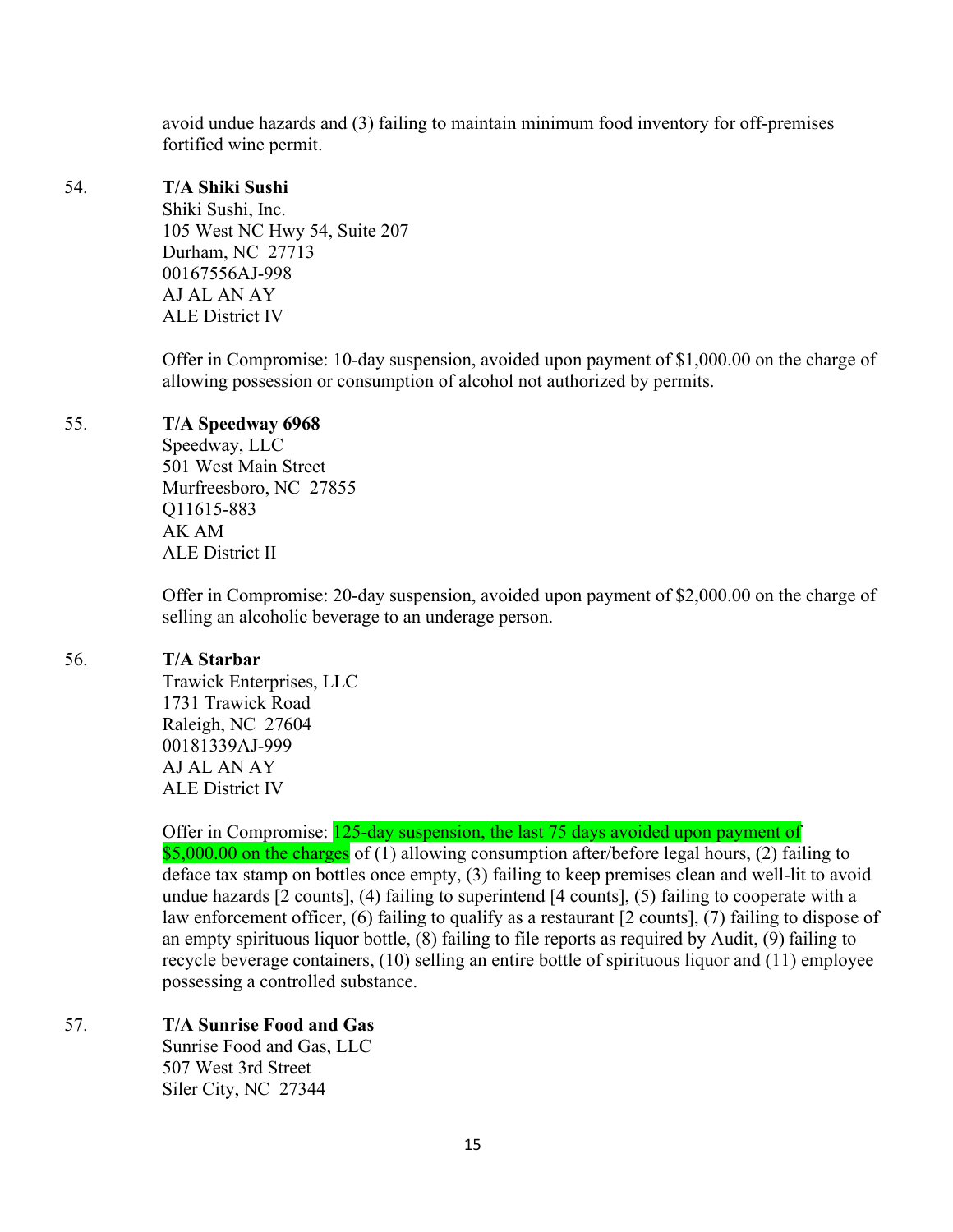avoid undue hazards and (3) failing to maintain minimum food inventory for off-premises fortified wine permit.

54. **T/A Shiki Sushi**
Shiki Sushi, Inc.
105 West NC Hwy 54, Suite 207
Durham, NC 27713
00167556AJ-998
AJ AL AN AY
ALE District IV

Offer in Compromise: 10-day suspension, avoided upon payment of $1,000.00 on the charge of allowing possession or consumption of alcohol not authorized by permits.

55. **T/A Speedway 6968**
Speedway, LLC
501 West Main Street
Murfreesboro, NC 27855
Q11615-883
AK AM
ALE District II

Offer in Compromise: 20-day suspension, avoided upon payment of $2,000.00 on the charge of selling an alcoholic beverage to an underage person.

56. **T/A Starbar**
Trawick Enterprises, LLC
1731 Trawick Road
Raleigh, NC 27604
00181339AJ-999
AJ AL AN AY
ALE District IV

Offer in Compromise: 125-day suspension, the last 75 days avoided upon payment of $5,000.00 on the charges of (1) allowing consumption after/before legal hours, (2) failing to deface tax stamp on bottles once empty, (3) failing to keep premises clean and well-lit to avoid undue hazards [2 counts], (4) failing to superintend [4 counts], (5) failing to cooperate with a law enforcement officer, (6) failing to qualify as a restaurant [2 counts], (7) failing to dispose of an empty spirituous liquor bottle, (8) failing to file reports as required by Audit, (9) failing to recycle beverage containers, (10) selling an entire bottle of spirituous liquor and (11) employee possessing a controlled substance.

57. **T/A Sunrise Food and Gas**
Sunrise Food and Gas, LLC
507 West 3rd Street
Siler City, NC 27344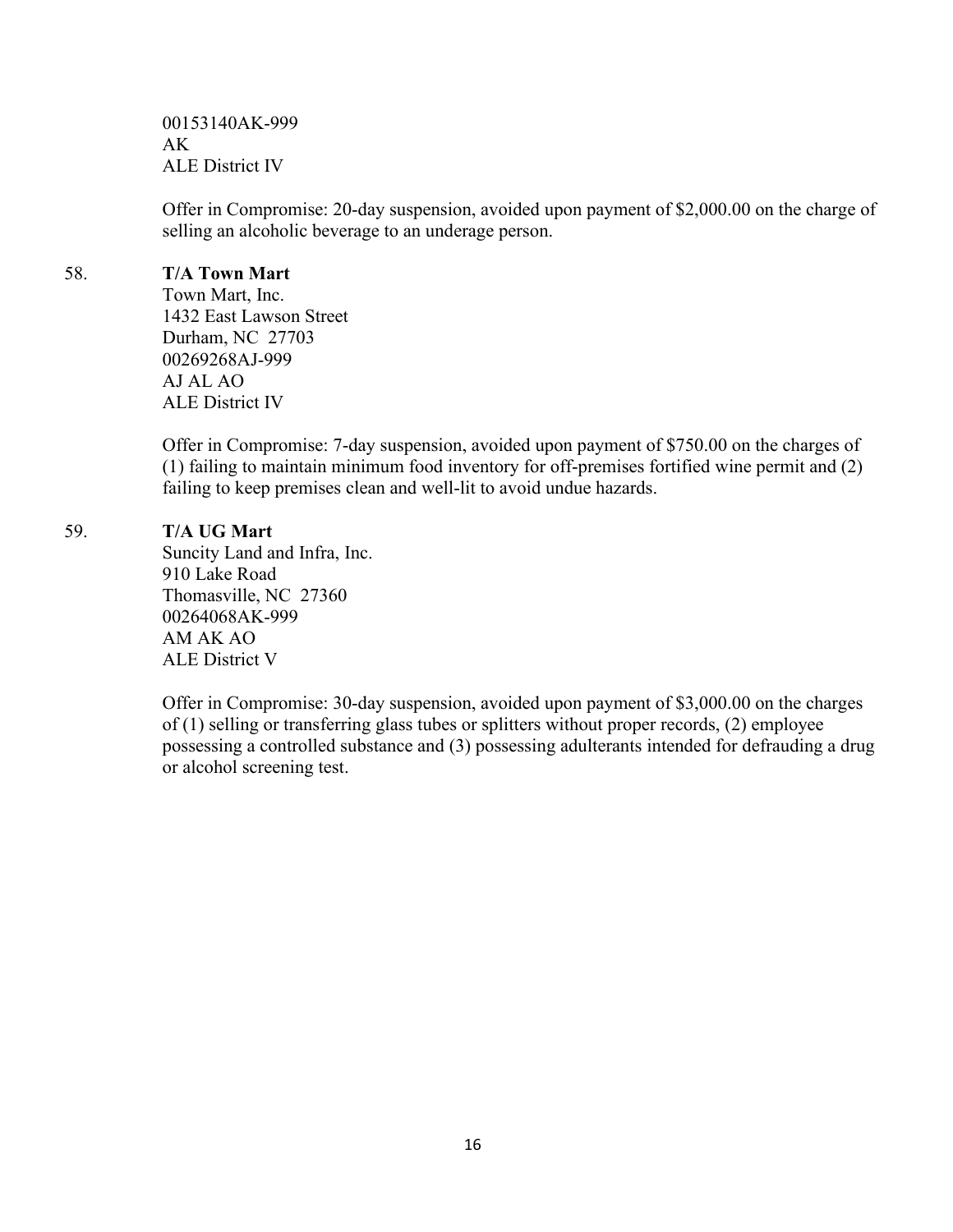00153140AK-999
AK
ALE District IV

Offer in Compromise: 20-day suspension, avoided upon payment of $2,000.00 on the charge of selling an alcoholic beverage to an underage person.

58. **T/A Town Mart**
Town Mart, Inc.
1432 East Lawson Street
Durham, NC 27703
00269268AJ-999
AJ AL AO
ALE District IV

Offer in Compromise: 7-day suspension, avoided upon payment of $750.00 on the charges of (1) failing to maintain minimum food inventory for off-premises fortified wine permit and (2) failing to keep premises clean and well-lit to avoid undue hazards.

59. **T/A UG Mart**
Suncity Land and Infra, Inc.
910 Lake Road
Thomasville, NC 27360
00264068AK-999
AM AK AO
ALE District V

Offer in Compromise: 30-day suspension, avoided upon payment of $3,000.00 on the charges of (1) selling or transferring glass tubes or splitters without proper records, (2) employee possessing a controlled substance and (3) possessing adulterants intended for defrauding a drug or alcohol screening test.